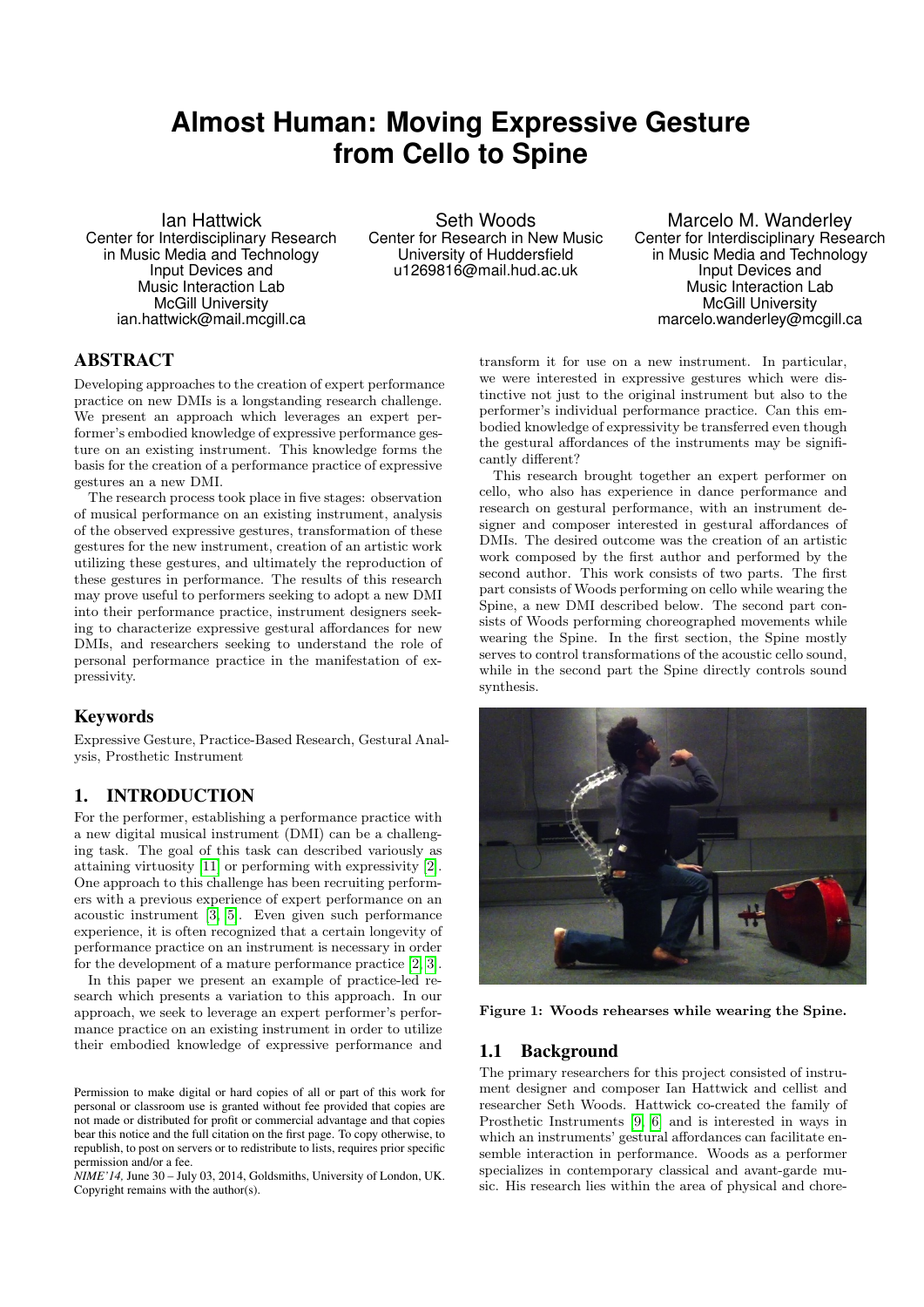# Almost Human: Moving Expressive Gesture from Cello to Spine

Ian Hattwick
Center for Interdisciplinary Research in Music Media and Technology
Input Devices and Music Interaction Lab
McGill University
ian.hattwick@mail.mcgill.ca

Seth Woods
Center for Research in New Music
University of Huddersfield
u1269816@mail.hud.ac.uk

Marcelo M. Wanderley
Center for Interdisciplinary Research in Music Media and Technology
Input Devices and Music Interaction Lab
McGill University
marcelo.wanderley@mcgill.ca

## ABSTRACT

Developing approaches to the creation of expert performance practice on new DMIs is a longstanding research challenge. We present an approach which leverages an expert performer's embodied knowledge of expressive performance gesture on an existing instrument. This knowledge forms the basis for the creation of a performance practice of expressive gestures an a new DMI.

The research process took place in five stages: observation of musical performance on an existing instrument, analysis of the observed expressive gestures, transformation of these gestures for the new instrument, creation of an artistic work utilizing these gestures, and ultimately the reproduction of these gestures in performance. The results of this research may prove useful to performers seeking to adopt a new DMI into their performance practice, instrument designers seeking to characterize expressive gestural affordances for new DMIs, and researchers seeking to understand the role of personal performance practice in the manifestation of expressivity.

### Keywords

Expressive Gesture, Practice-Based Research, Gestural Analysis, Prosthetic Instrument

## 1. INTRODUCTION

For the performer, establishing a performance practice with a new digital musical instrument (DMI) can be a challenging task. The goal of this task can described variously as attaining virtuosity [11] or performing with expressivity [2]. One approach to this challenge has been recruiting performers with a previous experience of expert performance on an acoustic instrument [3, 5]. Even given such performance experience, it is often recognized that a certain longevity of performance practice on an instrument is necessary in order for the development of a mature performance practice [2, 3].

In this paper we present an example of practice-led research which presents a variation to this approach. In our approach, we seek to leverage an expert performer's performance practice on an existing instrument in order to utilize their embodied knowledge of expressive performance and transform it for use on a new instrument. In particular, we were interested in expressive gestures which were distinctive not just to the original instrument but also to the performer's individual performance practice. Can this embodied knowledge of expressivity be transferred even though the gestural affordances of the instruments may be significantly different?

This research brought together an expert performer on cello, who also has experience in dance performance and research on gestural performance, with an instrument designer and composer interested in gestural affordances of DMIs. The desired outcome was the creation of an artistic work composed by the first author and performed by the second author. This work consists of two parts. The first part consists of Woods performing on cello while wearing the Spine, a new DMI described below. The second part consists of Woods performing choreographed movements while wearing the Spine. In the first section, the Spine mostly serves to control transformations of the acoustic cello sound, while in the second part the Spine directly controls sound synthesis.

**Figure 1: Woods rehearses while wearing the Spine.**

### 1.1 Background

The primary researchers for this project consisted of instrument designer and composer Ian Hattwick and cellist and researcher Seth Woods. Hattwick co-created the family of Prosthetic Instruments [9, 6] and is interested in ways in which an instruments' gestural affordances can facilitate ensemble interaction in performance. Woods as a performer specializes in contemporary classical and avant-garde music. His research lies within the area of physical and chore-

Permission to make digital or hard copies of all or part of this work for personal or classroom use is granted without fee provided that copies are not made or distributed for profit or commercial advantage and that copies bear this notice and the full citation on the first page. To copy otherwise, to republish, to post on servers or to redistribute to lists, requires prior specific permission and/or a fee.
*NIME'14,* June 30 – July 03, 2014, Goldsmiths, University of London, UK.
Copyright remains with the author(s).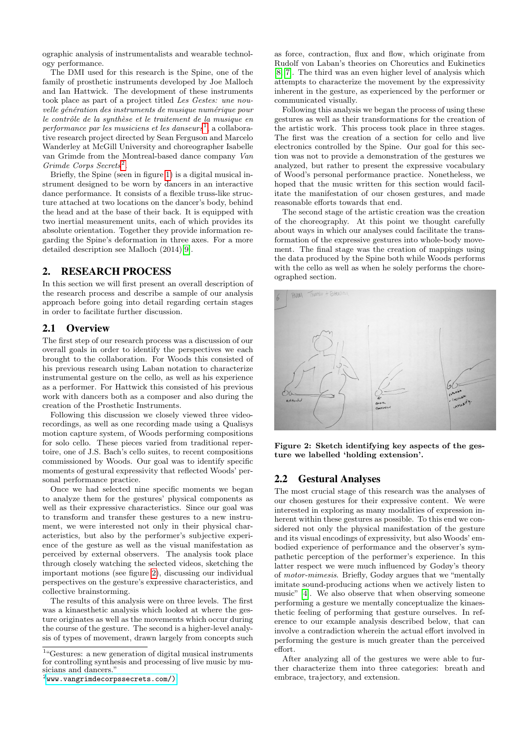ographic analysis of instrumentalists and wearable technology performance.

The DMI used for this research is the Spine, one of the family of prosthetic instruments developed by Joe Malloch and Ian Hattwick. The development of these instruments took place as part of a project titled *Les Gestes: une nouvelle génération des instruments de musique numérique pour le contrôle de la synthèse et le traitement de la musique en performance par les musiciens et les danseurs*[1], a collaborative research project directed by Sean Ferguson and Marcelo Wanderley at McGill University and choreographer Isabelle van Grimde from the Montreal-based dance company *Van Grimde Corps Secrets*[2].

Briefly, the Spine (seen in figure 1) is a digital musical instrument designed to be worn by dancers in an interactive dance performance. It consists of a flexible truss-like structure attached at two locations on the dancer's body, behind the head and at the base of their back. It is equipped with two inertial measurement units, each of which provides its absolute orientation. Together they provide information regarding the Spine's deformation in three axes. For a more detailed description see Malloch (2014)[9].

## 2. RESEARCH PROCESS

In this section we will first present an overall description of the research process and describe a sample of our analysis approach before going into detail regarding certain stages in order to facilitate further discussion.

### 2.1 Overview

The first step of our research process was a discussion of our overall goals in order to identify the perspectives we each brought to the collaboration. For Woods this consisted of his previous research using Laban notation to characterize instrumental gesture on the cello, as well as his experience as a performer. For Hattwick this consisted of his previous work with dancers both as a composer and also during the creation of the Prosthetic Instruments.

Following this discussion we closely viewed three video-recordings, as well as one recording made using a Qualisys motion capture system, of Woods performing compositions for solo cello. These pieces varied from traditional repertoire, one of J.S. Bach's cello suites, to recent compositions commissioned by Woods. Our goal was to identify specific moments of gestural expressivity that reflected Woods' personal performance practice.

Once we had selected nine specific moments we began to analyze them for the gestures' physical components as well as their expressive characteristics. Since our goal was to transform and transfer these gestures to a new instrument, we were interested not only in their physical characteristics, but also by the performer's subjective experience of the gesture as well as the visual manifestation as perceived by external observers. The analysis took place through closely watching the selected videos, sketching the important motions (see figure 2), discussing our individual perspectives on the gesture's expressive characteristics, and collective brainstorming.

The results of this analysis were on three levels. The first was a kinaesthetic analysis which looked at where the gesture originates as well as the movements which occur during the course of the gesture. The second is a higher-level analysis of types of movement, drawn largely from concepts such as force, contraction, flux and flow, which originate from Rudolf von Laban's theories on Choreutics and Eukinetics [8, 7]. The third was an even higher level of analysis which attempts to characterize the movement by the expressivity inherent in the gesture, as experienced by the performer or communicated visually.

Following this analysis we began the process of using these gestures as well as their transformations for the creation of the artistic work. This process took place in three stages. The first was the creation of a section for cello and live electronics controlled by the Spine. Our goal for this section was not to provide a demonstration of the gestures we analyzed, but rather to present the expressive vocabulary of Wood's personal performance practice. Nonetheless, we hoped that the music written for this section would facilitate the manifestation of our chosen gestures, and made reasonable efforts towards that end.

The second stage of the artistic creation was the creation of the choreography. At this point we thought carefully about ways in which our analyses could facilitate the transformation of the expressive gestures into whole-body movement. The final stage was the creation of mappings using the data produced by the Spine both while Woods performs with the cello as well as when he solely performs the choreographed section.

**Figure 2: Sketch identifying key aspects of the gesture we labelled 'holding extension'.**

### 2.2 Gestural Analyses

The most crucial stage of this research was the analyses of our chosen gestures for their expressive content. We were interested in exploring as many modalities of expression inherent within these gestures as possible. To this end we considered not only the physical manifestation of the gesture and its visual encodings of expressivity, but also Woods' embodied experience of performance and the observer's sympathetic perception of the performer's experience. In this latter respect we were much influenced by Godøy's theory of *motor-mimesis*. Briefly, Godøy argues that we "mentally imitate sound-producing actions when we actively listen to music" [4]. We also observe that when observing someone performing a gesture we mentally conceptualize the kinaesthetic feeling of performing that gesture ourselves. In reference to our example analysis described below, that can involve a contradiction wherein the actual effort involved in performing the gesture is much greater than the perceived effort.

After analyzing all of the gestures we were able to further characterize them into three categories: breath and embrace, trajectory, and extension.

[1] "Gestures: a new generation of digital musical instruments for controlling synthesis and processing of live music by musicians and dancers."

[2] www.vangrimdecorpssecrets.com/)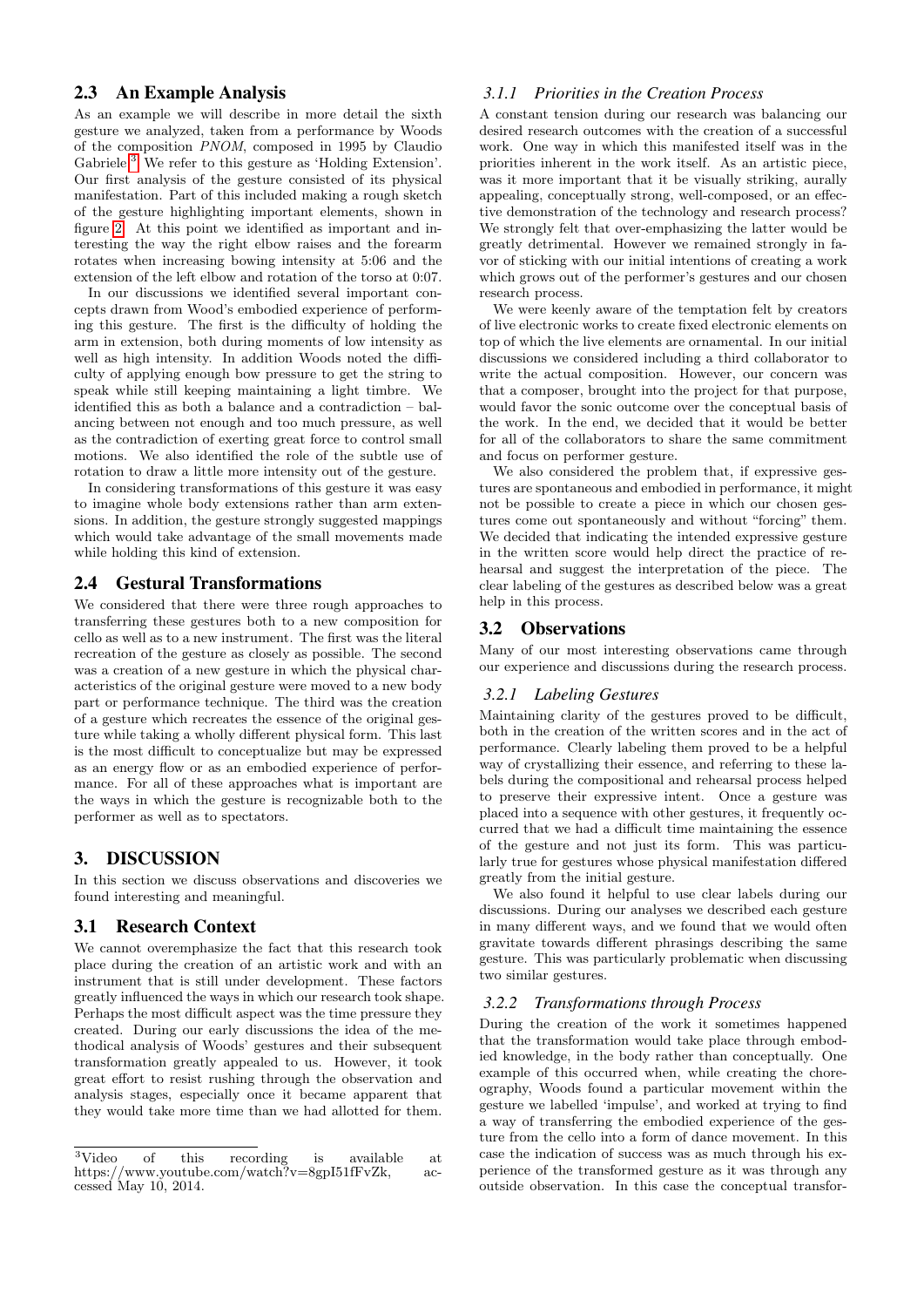## 2.3 An Example Analysis

As an example we will describe in more detail the sixth gesture we analyzed, taken from a performance by Woods of the composition *PNOM*, composed in 1995 by Claudio Gabriele.[3] We refer to this gesture as 'Holding Extension'. Our first analysis of the gesture consisted of its physical manifestation. Part of this included making a rough sketch of the gesture highlighting important elements, shown in figure 2. At this point we identified as important and interesting the way the right elbow raises and the forearm rotates when increasing bowing intensity at 5:06 and the extension of the left elbow and rotation of the torso at 0:07.

In our discussions we identified several important concepts drawn from Wood's embodied experience of performing this gesture. The first is the difficulty of holding the arm in extension, both during moments of low intensity as well as high intensity. In addition Woods noted the difficulty of applying enough bow pressure to get the string to speak while still keeping maintaining a light timbre. We identified this as both a balance and a contradiction – balancing between not enough and too much pressure, as well as the contradiction of exerting great force to control small motions. We also identified the role of the subtle use of rotation to draw a little more intensity out of the gesture.

In considering transformations of this gesture it was easy to imagine whole body extensions rather than arm extensions. In addition, the gesture strongly suggested mappings which would take advantage of the small movements made while holding this kind of extension.

## 2.4 Gestural Transformations

We considered that there were three rough approaches to transferring these gestures both to a new composition for cello as well as to a new instrument. The first was the literal recreation of the gesture as closely as possible. The second was a creation of a new gesture in which the physical characteristics of the original gesture were moved to a new body part or performance technique. The third was the creation of a gesture which recreates the essence of the original gesture while taking a wholly different physical form. This last is the most difficult to conceptualize but may be expressed as an energy flow or as an embodied experience of performance. For all of these approaches what is important are the ways in which the gesture is recognizable both to the performer as well as to spectators.

# 3. DISCUSSION

In this section we discuss observations and discoveries we found interesting and meaningful.

## 3.1 Research Context

We cannot overemphasize the fact that this research took place during the creation of an artistic work and with an instrument that is still under development. These factors greatly influenced the ways in which our research took shape. Perhaps the most difficult aspect was the time pressure they created. During our early discussions the idea of the methodical analysis of Woods' gestures and their subsequent transformation greatly appealed to us. However, it took great effort to resist rushing through the observation and analysis stages, especially once it became apparent that they would take more time than we had allotted for them.

### 3.1.1 Priorities in the Creation Process

A constant tension during our research was balancing our desired research outcomes with the creation of a successful work. One way in which this manifested itself was in the priorities inherent in the work itself. As an artistic piece, was it more important that it be visually striking, aurally appealing, conceptually strong, well-composed, or an effective demonstration of the technology and research process? We strongly felt that over-emphasizing the latter would be greatly detrimental. However we remained strongly in favor of sticking with our initial intentions of creating a work which grows out of the performer's gestures and our chosen research process.

We were keenly aware of the temptation felt by creators of live electronic works to create fixed electronic elements on top of which the live elements are ornamental. In our initial discussions we considered including a third collaborator to write the actual composition. However, our concern was that a composer, brought into the project for that purpose, would favor the sonic outcome over the conceptual basis of the work. In the end, we decided that it would be better for all of the collaborators to share the same commitment and focus on performer gesture.

We also considered the problem that, if expressive gestures are spontaneous and embodied in performance, it might not be possible to create a piece in which our chosen gestures come out spontaneously and without "forcing" them. We decided that indicating the intended expressive gesture in the written score would help direct the practice of rehearsal and suggest the interpretation of the piece. The clear labeling of the gestures as described below was a great help in this process.

## 3.2 Observations

Many of our most interesting observations came through our experience and discussions during the research process.

### 3.2.1 Labeling Gestures

Maintaining clarity of the gestures proved to be difficult, both in the creation of the written scores and in the act of performance. Clearly labeling them proved to be a helpful way of crystallizing their essence, and referring to these labels during the compositional and rehearsal process helped to preserve their expressive intent. Once a gesture was placed into a sequence with other gestures, it frequently occurred that we had a difficult time maintaining the essence of the gesture and not just its form. This was particularly true for gestures whose physical manifestation differed greatly from the initial gesture.

We also found it helpful to use clear labels during our discussions. During our analyses we described each gesture in many different ways, and we found that we would often gravitate towards different phrasings describing the same gesture. This was particularly problematic when discussing two similar gestures.

### 3.2.2 Transformations through Process

During the creation of the work it sometimes happened that the transformation would take place through embodied knowledge, in the body rather than conceptually. One example of this occurred when, while creating the choreography, Woods found a particular movement within the gesture we labelled 'impulse', and worked at trying to find a way of transferring the embodied experience of the gesture from the cello into a form of dance movement. In this case the indication of success was as much through his experience of the transformed gesture as it was through any outside observation. In this case the conceptual transfor-

[3] Video of this recording is available at https://www.youtube.com/watch?v=8gpI51fFvZk, accessed May 10, 2014.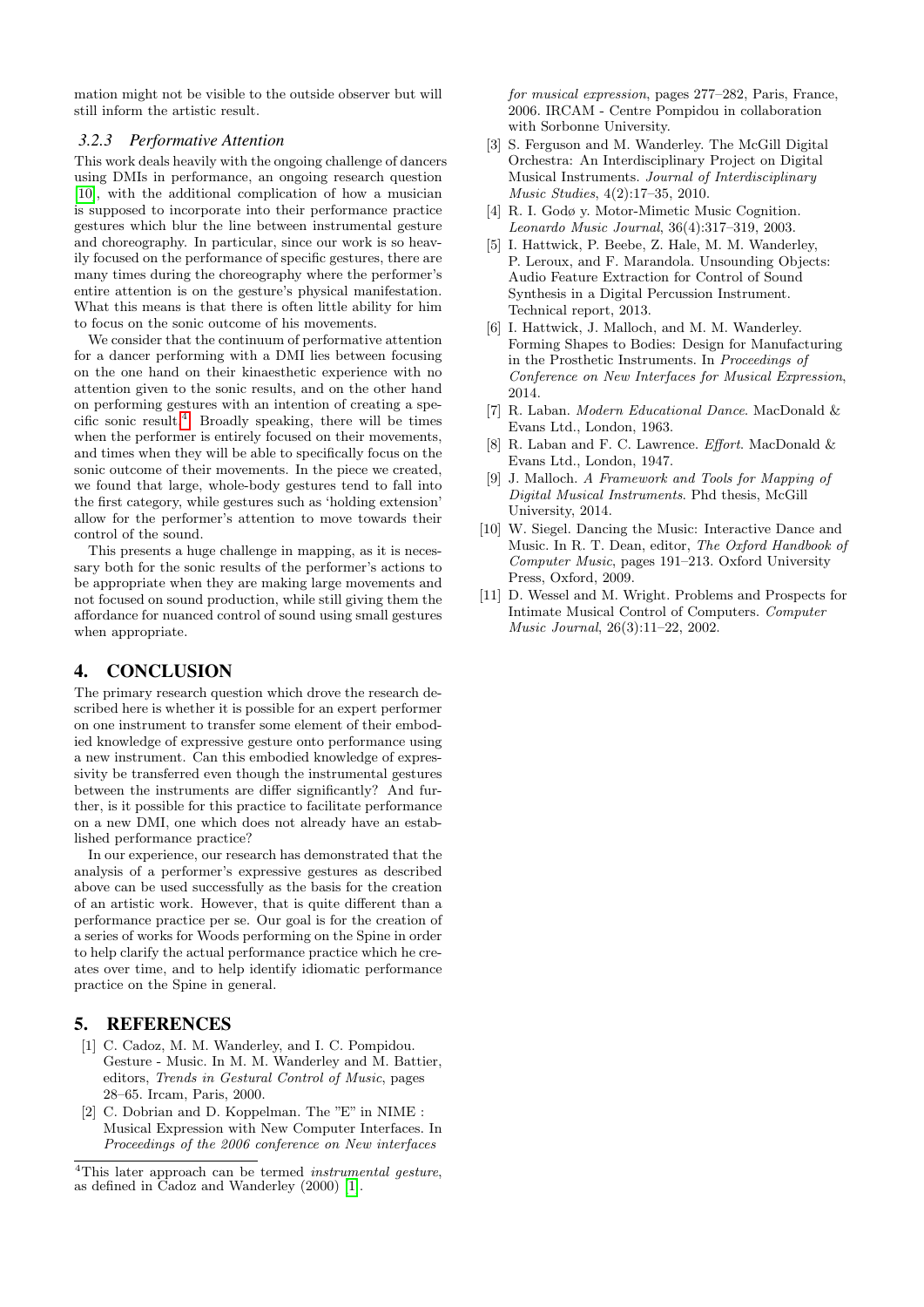mation might not be visible to the outside observer but will still inform the artistic result.

### 3.2.3 Performative Attention

This work deals heavily with the ongoing challenge of dancers using DMIs in performance, an ongoing research question [10], with the additional complication of how a musician is supposed to incorporate into their performance practice gestures which blur the line between instrumental gesture and choreography. In particular, since our work is so heavily focused on the performance of specific gestures, there are many times during the choreography where the performer's entire attention is on the gesture's physical manifestation. What this means is that there is often little ability for him to focus on the sonic outcome of his movements.

We consider that the continuum of performative attention for a dancer performing with a DMI lies between focusing on the one hand on their kinaesthetic experience with no attention given to the sonic results, and on the other hand on performing gestures with an intention of creating a specific sonic result.[4] Broadly speaking, there will be times when the performer is entirely focused on their movements, and times when they will be able to specifically focus on the sonic outcome of their movements. In the piece we created, we found that large, whole-body gestures tend to fall into the first category, while gestures such as 'holding extension' allow for the performer's attention to move towards their control of the sound.

This presents a huge challenge in mapping, as it is necessary both for the sonic results of the performer's actions to be appropriate when they are making large movements and not focused on sound production, while still giving them the affordance for nuanced control of sound using small gestures when appropriate.

## 4. CONCLUSION

The primary research question which drove the research described here is whether it is possible for an expert performer on one instrument to transfer some element of their embodied knowledge of expressive gesture onto performance using a new instrument. Can this embodied knowledge of expressivity be transferred even though the instrumental gestures between the instruments are differ significantly? And further, is it possible for this practice to facilitate performance on a new DMI, one which does not already have an established performance practice?

In our experience, our research has demonstrated that the analysis of a performer's expressive gestures as described above can be used successfully as the basis for the creation of an artistic work. However, that is quite different than a performance practice per se. Our goal is for the creation of a series of works for Woods performing on the Spine in order to help clarify the actual performance practice which he creates over time, and to help identify idiomatic performance practice on the Spine in general.

## 5. REFERENCES

[1] C. Cadoz, M. M. Wanderley, and I. C. Pompidou. Gesture - Music. In M. M. Wanderley and M. Battier, editors, *Trends in Gestural Control of Music*, pages 28–65. Ircam, Paris, 2000.

[2] C. Dobrian and D. Koppelman. The "E" in NIME : Musical Expression with New Computer Interfaces. In *Proceedings of the 2006 conference on New interfaces for musical expression*, pages 277–282, Paris, France, 2006. IRCAM - Centre Pompidou in collaboration with Sorbonne University.

[3] S. Ferguson and M. Wanderley. The McGill Digital Orchestra: An Interdisciplinary Project on Digital Musical Instruments. *Journal of Interdisciplinary Music Studies*, 4(2):17–35, 2010.

[4] R. I. Godø y. Motor-Mimetic Music Cognition. *Leonardo Music Journal*, 36(4):317–319, 2003.

[5] I. Hattwick, P. Beebe, Z. Hale, M. M. Wanderley, P. Leroux, and F. Marandola. Unsounding Objects: Audio Feature Extraction for Control of Sound Synthesis in a Digital Percussion Instrument. Technical report, 2013.

[6] I. Hattwick, J. Malloch, and M. M. Wanderley. Forming Shapes to Bodies: Design for Manufacturing in the Prosthetic Instruments. In *Proceedings of Conference on New Interfaces for Musical Expression*, 2014.

[7] R. Laban. *Modern Educational Dance*. MacDonald & Evans Ltd., London, 1963.

[8] R. Laban and F. C. Lawrence. *Effort*. MacDonald & Evans Ltd., London, 1947.

[9] J. Malloch. *A Framework and Tools for Mapping of Digital Musical Instruments*. Phd thesis, McGill University, 2014.

[10] W. Siegel. Dancing the Music: Interactive Dance and Music. In R. T. Dean, editor, *The Oxford Handbook of Computer Music*, pages 191–213. Oxford University Press, Oxford, 2009.

[11] D. Wessel and M. Wright. Problems and Prospects for Intimate Musical Control of Computers. *Computer Music Journal*, 26(3):11–22, 2002.

[4] This later approach can be termed *instrumental gesture*, as defined in Cadoz and Wanderley (2000) [1].